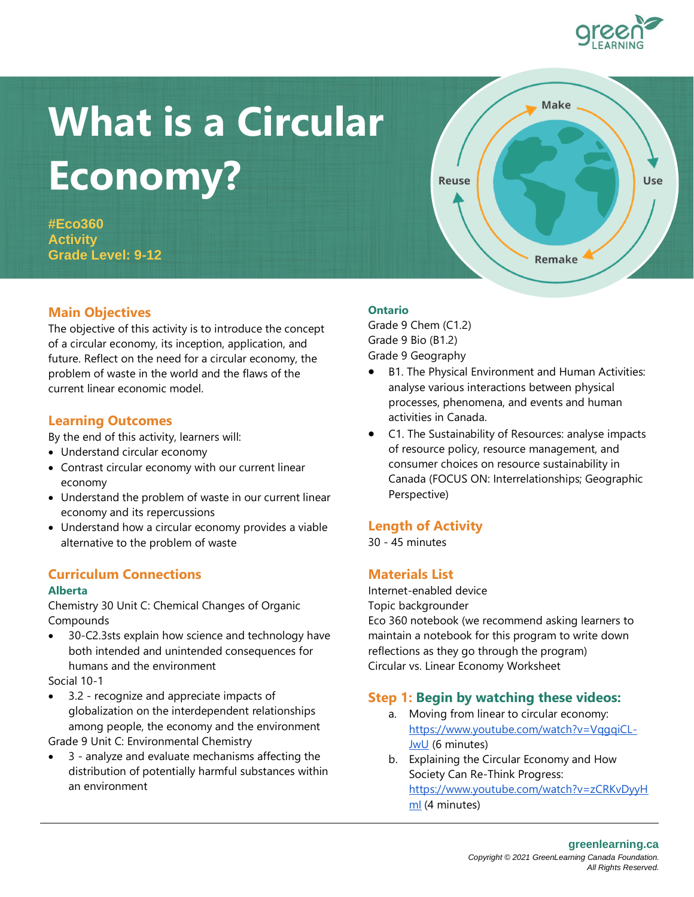# What is a Circular Economy?

**#Eco360**
**Activity**
**Grade Level: 9-12**

## Main Objectives

The objective of this activity is to introduce the concept of a circular economy, its inception, application, and future. Reflect on the need for a circular economy, the problem of waste in the world and the flaws of the current linear economic model.

## Learning Outcomes

By the end of this activity, learners will:

- Understand circular economy
- Contrast circular economy with our current linear economy
- Understand the problem of waste in our current linear economy and its repercussions
- Understand how a circular economy provides a viable alternative to the problem of waste

## Curriculum Connections

### Alberta

Chemistry 30 Unit C: Chemical Changes of Organic Compounds

- 30-C2.3sts explain how science and technology have both intended and unintended consequences for humans and the environment

Social 10-1

- 3.2 - recognize and appreciate impacts of globalization on the interdependent relationships among people, the economy and the environment

Grade 9 Unit C: Environmental Chemistry

- 3 - analyze and evaluate mechanisms affecting the distribution of potentially harmful substances within an environment

### Ontario

Grade 9 Chem (C1.2)
Grade 9 Bio (B1.2)
Grade 9 Geography

- B1. The Physical Environment and Human Activities: analyse various interactions between physical processes, phenomena, and events and human activities in Canada.
- C1. The Sustainability of Resources: analyse impacts of resource policy, resource management, and consumer choices on resource sustainability in Canada (FOCUS ON: Interrelationships; Geographic Perspective)

## Length of Activity

30 - 45 minutes

## Materials List

Internet-enabled device
Topic backgrounder
Eco 360 notebook (we recommend asking learners to maintain a notebook for this program to write down reflections as they go through the program)
Circular vs. Linear Economy Worksheet

## Step 1: Begin by watching these videos:

a. Moving from linear to circular economy: https://www.youtube.com/watch?v=VqgqiCL-JwU (6 minutes)
b. Explaining the Circular Economy and How Society Can Re-Think Progress: https://www.youtube.com/watch?v=zCRKvDyyHml (4 minutes)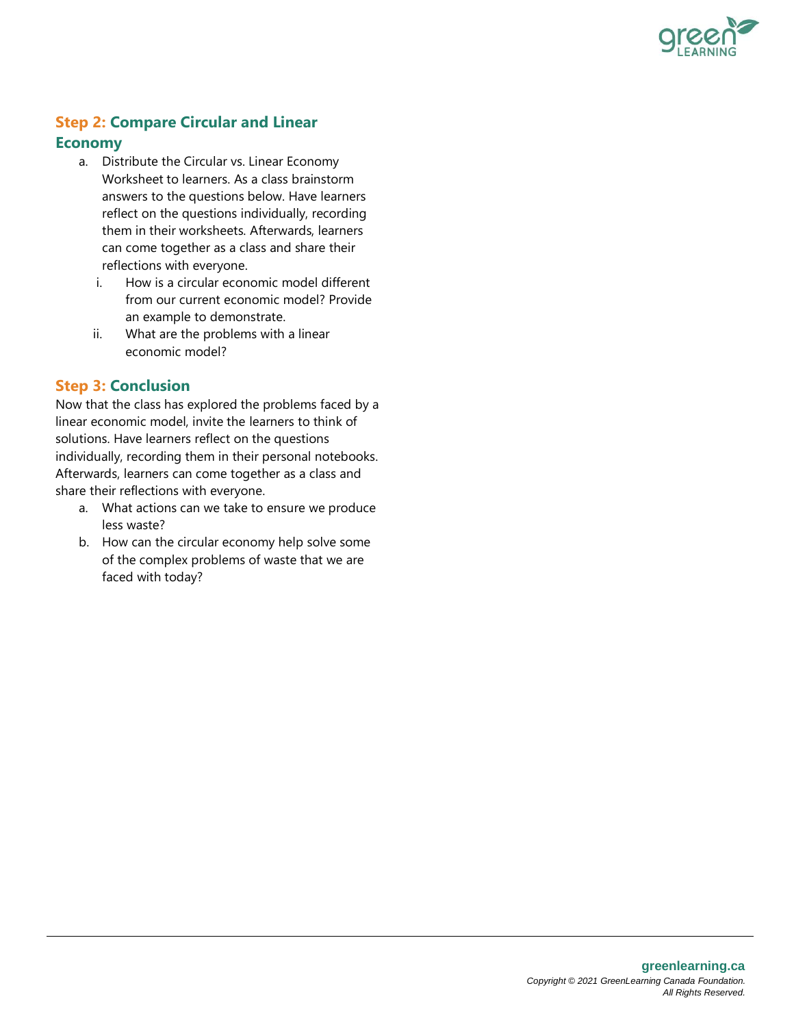## Step 2: Compare Circular and Linear Economy

a. Distribute the Circular vs. Linear Economy Worksheet to learners. As a class brainstorm answers to the questions below. Have learners reflect on the questions individually, recording them in their worksheets. Afterwards, learners can come together as a class and share their reflections with everyone.
   i. How is a circular economic model different from our current economic model? Provide an example to demonstrate.
   ii. What are the problems with a linear economic model?

## Step 3: Conclusion

Now that the class has explored the problems faced by a linear economic model, invite the learners to think of solutions. Have learners reflect on the questions individually, recording them in their personal notebooks. Afterwards, learners can come together as a class and share their reflections with everyone.

a. What actions can we take to ensure we produce less waste?
b. How can the circular economy help solve some of the complex problems of waste that we are faced with today?